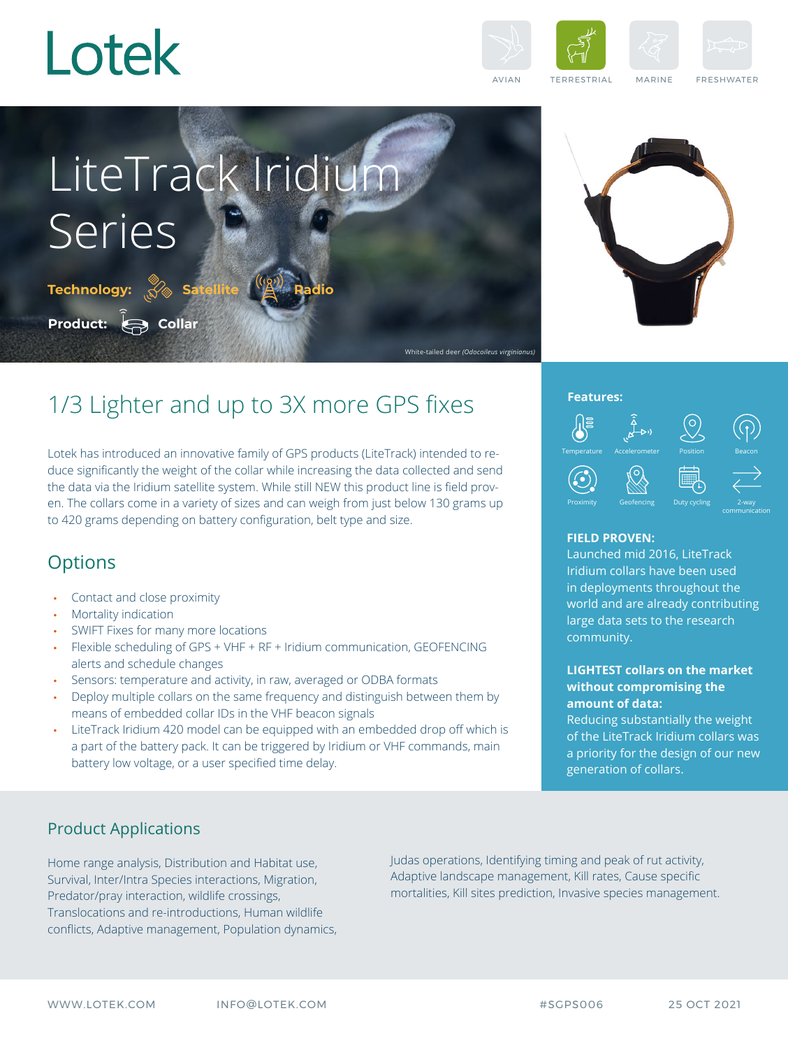# Lotek

AVIAN TERRESTRIAL MARINE FRESHWATER

# LiteTrack Iridium Series

**Technology:** Satellite Radio

**Product:** Collar

White-tailed deer *(Odocoileus virginianus)*

## 1/3 Lighter and up to 3X more GPS fixes

Lotek has introduced an innovative family of GPS products (LiteTrack) intended to reduce significantly the weight of the collar while increasing the data collected and send the data via the Iridium satellite system. While still NEW this product line is field proven. The collars come in a variety of sizes and can weigh from just below 130 grams up to 420 grams depending on battery configuration, belt type and size.

## Options

- Contact and close proximity
- Mortality indication
- SWIFT Fixes for many more locations
- Flexible scheduling of GPS + VHF + RF + Iridium communication, GEOFENCING alerts and schedule changes
- Sensors: temperature and activity, in raw, averaged or ODBA formats
- Deploy multiple collars on the same frequency and distinguish between them by means of embedded collar IDs in the VHF beacon signals
- LiteTrack Iridium 420 model can be equipped with an embedded drop off which is a part of the battery pack. It can be triggered by Iridium or VHF commands, main battery low voltage, or a user specified time delay.

**Features:**

Temperature, Accelerometer, Position, Beacon, Proximity, Geofencing, Duty cycling, 2-way communication

**FIELD PROVEN:**
Launched mid 2016, LiteTrack Iridium collars have been used in deployments throughout the world and are already contributing large data sets to the research community.

**LIGHTEST collars on the market without compromising the amount of data:**
Reducing substantially the weight of the LiteTrack Iridium collars was a priority for the design of our new generation of collars.

## Product Applications

Home range analysis, Distribution and Habitat use, Survival, Inter/Intra Species interactions, Migration, Predator/pray interaction, wildlife crossings, Translocations and re-introductions, Human wildlife conflicts, Adaptive management, Population dynamics, Judas operations, Identifying timing and peak of rut activity, Adaptive landscape management, Kill rates, Cause specific mortalities, Kill sites prediction, Invasive species management.

WWW.LOTEK.COM INFO@LOTEK.COM #SGPS006 25 OCT 2021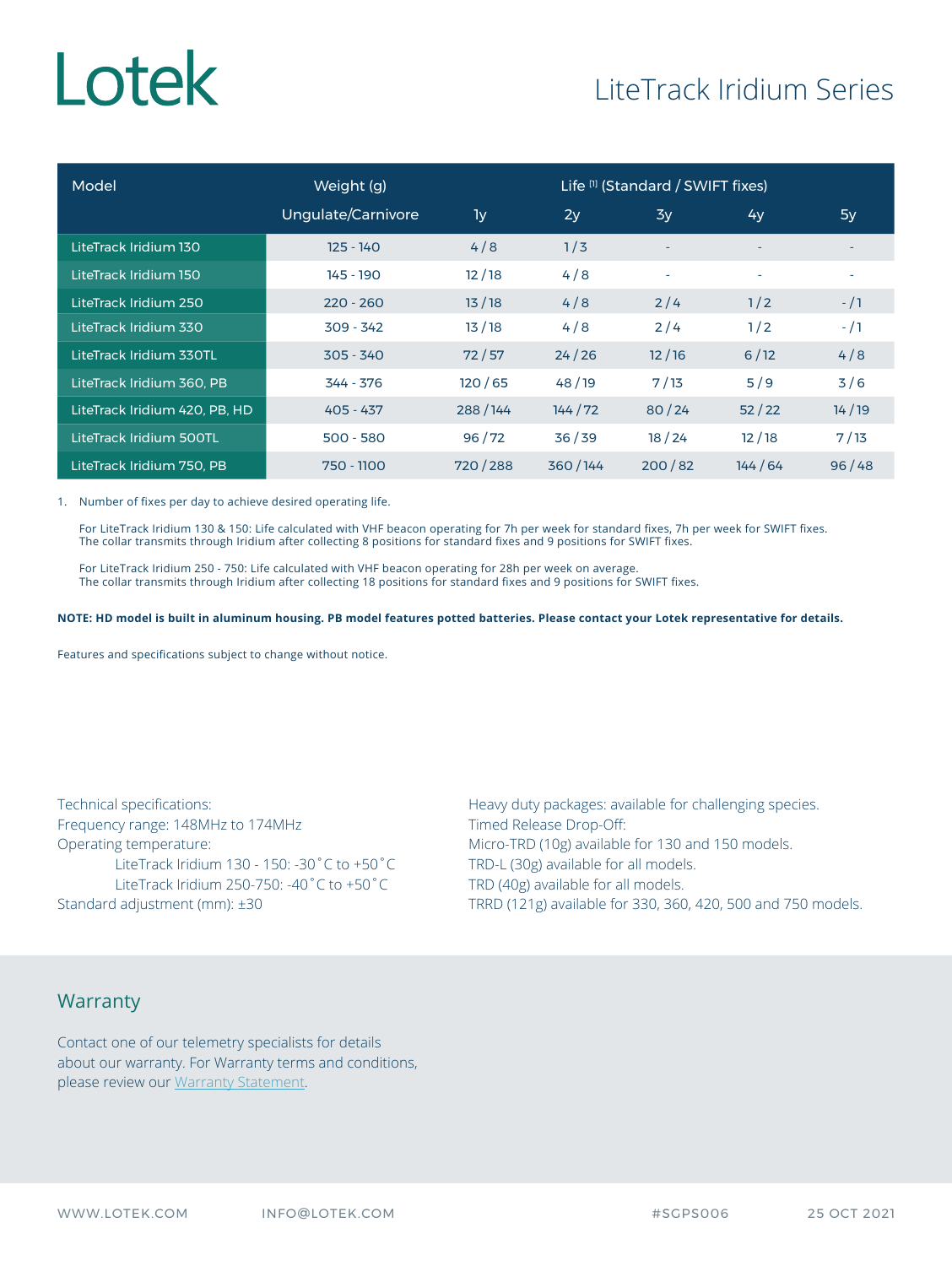# Lotek

## LiteTrack Iridium Series

| Model | Weight (g) | Life [1] (Standard / SWIFT fixes) | | | | |
|---|---|---|---|---|---|---|
| | Ungulate/Carnivore | 1y | 2y | 3y | 4y | 5y |
| LiteTrack Iridium 130 | 125 - 140 | 4 / 8 | 1 / 3 | - | - | - |
| LiteTrack Iridium 150 | 145 - 190 | 12 / 18 | 4 / 8 | - | - | - |
| LiteTrack Iridium 250 | 220 - 260 | 13 / 18 | 4 / 8 | 2 / 4 | 1 / 2 | - / 1 |
| LiteTrack Iridium 330 | 309 - 342 | 13 / 18 | 4 / 8 | 2 / 4 | 1 / 2 | - / 1 |
| LiteTrack Iridium 330TL | 305 - 340 | 72 / 57 | 24 / 26 | 12 / 16 | 6 / 12 | 4 / 8 |
| LiteTrack Iridium 360, PB | 344 - 376 | 120 / 65 | 48 / 19 | 7 / 13 | 5 / 9 | 3 / 6 |
| LiteTrack Iridium 420, PB, HD | 405 - 437 | 288 / 144 | 144 / 72 | 80 / 24 | 52 / 22 | 14 / 19 |
| LiteTrack Iridium 500TL | 500 - 580 | 96 / 72 | 36 / 39 | 18 / 24 | 12 / 18 | 7 / 13 |
| LiteTrack Iridium 750, PB | 750 - 1100 | 720 / 288 | 360 / 144 | 200 / 82 | 144 / 64 | 96 / 48 |

1. Number of fixes per day to achieve desired operating life.

   For LiteTrack Iridium 130 & 150: Life calculated with VHF beacon operating for 7h per week for standard fixes, 7h per week for SWIFT fixes. The collar transmits through Iridium after collecting 8 positions for standard fixes and 9 positions for SWIFT fixes.

   For LiteTrack Iridium 250 - 750: Life calculated with VHF beacon operating for 28h per week on average. The collar transmits through Iridium after collecting 18 positions for standard fixes and 9 positions for SWIFT fixes.

**NOTE: HD model is built in aluminum housing. PB model features potted batteries. Please contact your Lotek representative for details.**

Features and specifications subject to change without notice.

Technical specifications:
Frequency range: 148MHz to 174MHz
Operating temperature:
- LiteTrack Iridium 130 - 150: -30˚C to +50˚C
- LiteTrack Iridium 250-750: -40˚C to +50˚C

Standard adjustment (mm): ±30

Heavy duty packages: available for challenging species.
Timed Release Drop-Off:
Micro-TRD (10g) available for 130 and 150 models.
TRD-L (30g) available for all models.
TRD (40g) available for all models.
TRRD (121g) available for 330, 360, 420, 500 and 750 models.

## Warranty

Contact one of our telemetry specialists for details about our warranty. For Warranty terms and conditions, please review our Warranty Statement.

WWW.LOTEK.COM INFO@LOTEK.COM #SGPS006 25 OCT 2021